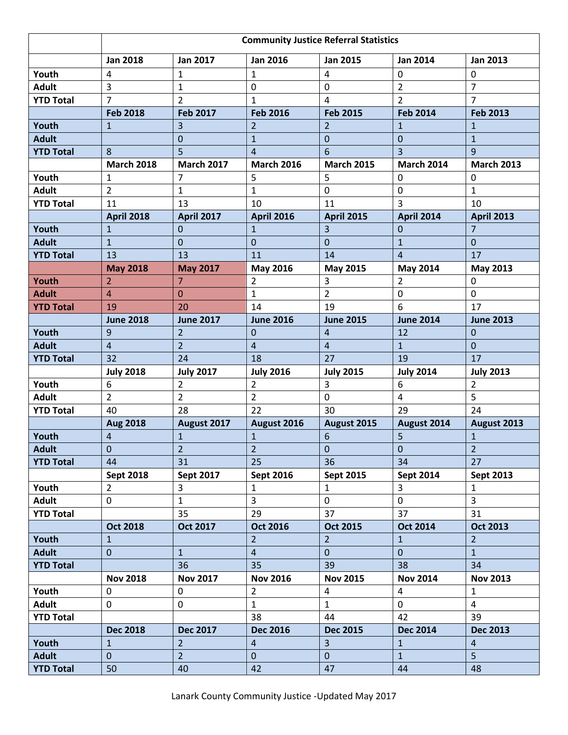| | Community Justice Referral Statistics | | | | | |
|---|---|---|---|---|---|---|
| | **Jan 2018** | **Jan 2017** | **Jan 2016** | **Jan 2015** | **Jan 2014** | **Jan 2013** |
| **Youth** | 4 | 1 | 1 | 4 | 0 | 0 |
| **Adult** | 3 | 1 | 0 | 0 | 2 | 7 |
| **YTD Total** | 7 | 2 | 1 | 4 | 2 | 7 |
| | **Feb 2018** | **Feb 2017** | **Feb 2016** | **Feb 2015** | **Feb 2014** | **Feb 2013** |
| **Youth** | 1 | 3 | 2 | 2 | 1 | 1 |
| **Adult** | | 0 | 1 | 0 | 0 | 1 |
| **YTD Total** | 8 | 5 | 4 | 6 | 3 | 9 |
| | **March 2018** | **March 2017** | **March 2016** | **March 2015** | **March 2014** | **March 2013** |
| **Youth** | 1 | 7 | 5 | 5 | 0 | 0 |
| **Adult** | 2 | 1 | 1 | 0 | 0 | 1 |
| **YTD Total** | 11 | 13 | 10 | 11 | 3 | 10 |
| | **April 2018** | **April 2017** | **April 2016** | **April 2015** | **April 2014** | **April 2013** |
| **Youth** | 1 | 0 | 1 | 3 | 0 | 7 |
| **Adult** | 1 | 0 | 0 | 0 | 1 | 0 |
| **YTD Total** | 13 | 13 | 11 | 14 | 4 | 17 |
| | **May 2018** | **May 2017** | **May 2016** | **May 2015** | **May 2014** | **May 2013** |
| **Youth** | 2 | 7 | 2 | 3 | 2 | 0 |
| **Adult** | 4 | 0 | 1 | 2 | 0 | 0 |
| **YTD Total** | 19 | 20 | 14 | 19 | 6 | 17 |
| | **June 2018** | **June 2017** | **June 2016** | **June 2015** | **June 2014** | **June 2013** |
| **Youth** | 9 | 2 | 0 | 4 | 12 | 0 |
| **Adult** | 4 | 2 | 4 | 4 | 1 | 0 |
| **YTD Total** | 32 | 24 | 18 | 27 | 19 | 17 |
| | **July 2018** | **July 2017** | **July 2016** | **July 2015** | **July 2014** | **July 2013** |
| **Youth** | 6 | 2 | 2 | 3 | 6 | 2 |
| **Adult** | 2 | 2 | 2 | 0 | 4 | 5 |
| **YTD Total** | 40 | 28 | 22 | 30 | 29 | 24 |
| | **Aug 2018** | **August 2017** | **August 2016** | **August 2015** | **August 2014** | **August 2013** |
| **Youth** | 4 | 1 | 1 | 6 | 5 | 1 |
| **Adult** | 0 | 2 | 2 | 0 | 0 | 2 |
| **YTD Total** | 44 | 31 | 25 | 36 | 34 | 27 |
| | **Sept 2018** | **Sept 2017** | **Sept 2016** | **Sept 2015** | **Sept 2014** | **Sept 2013** |
| **Youth** | 2 | 3 | 1 | 1 | 3 | 1 |
| **Adult** | 0 | 1 | 3 | 0 | 0 | 3 |
| **YTD Total** | | 35 | 29 | 37 | 37 | 31 |
| | **Oct 2018** | **Oct 2017** | **Oct 2016** | **Oct 2015** | **Oct 2014** | **Oct 2013** |
| **Youth** | 1 | | 2 | 2 | 1 | 2 |
| **Adult** | 0 | 1 | 4 | 0 | 0 | 1 |
| **YTD Total** | | 36 | 35 | 39 | 38 | 34 |
| | **Nov 2018** | **Nov 2017** | **Nov 2016** | **Nov 2015** | **Nov 2014** | **Nov 2013** |
| **Youth** | 0 | 0 | 2 | 4 | 4 | 1 |
| **Adult** | 0 | 0 | 1 | 1 | 0 | 4 |
| **YTD Total** | | | 38 | 44 | 42 | 39 |
| | **Dec 2018** | **Dec 2017** | **Dec 2016** | **Dec 2015** | **Dec 2014** | **Dec 2013** |
| **Youth** | 1 | 2 | 4 | 3 | 1 | 4 |
| **Adult** | 0 | 2 | 0 | 0 | 1 | 5 |
| **YTD Total** | 50 | 40 | 42 | 47 | 44 | 48 |

Lanark County Community Justice -Updated May 2017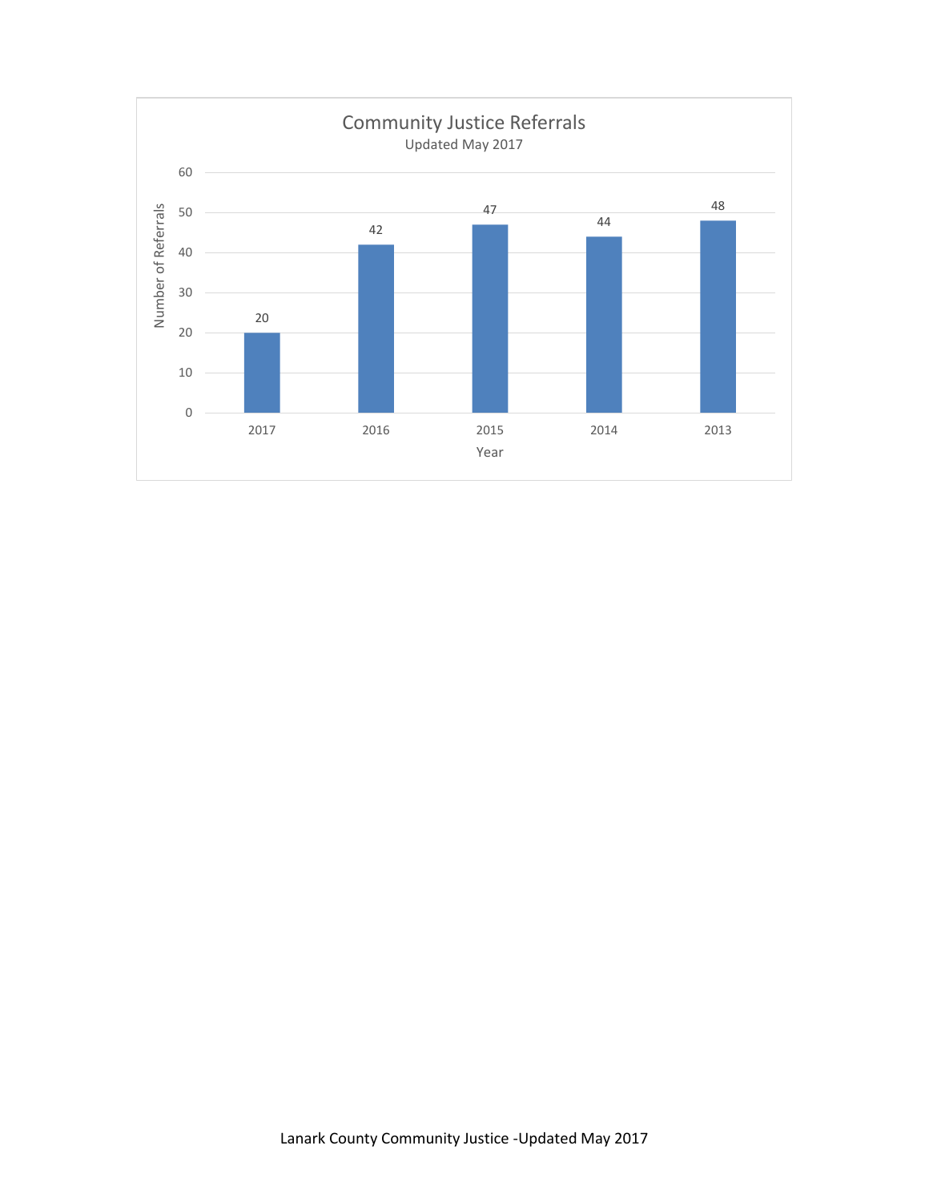Community Justice Referrals

Updated May 2017

Number of Referrals

60
50
40
30
20
10
0

20
42
47
44
48

2017
2016
2015
2014
2013

Year